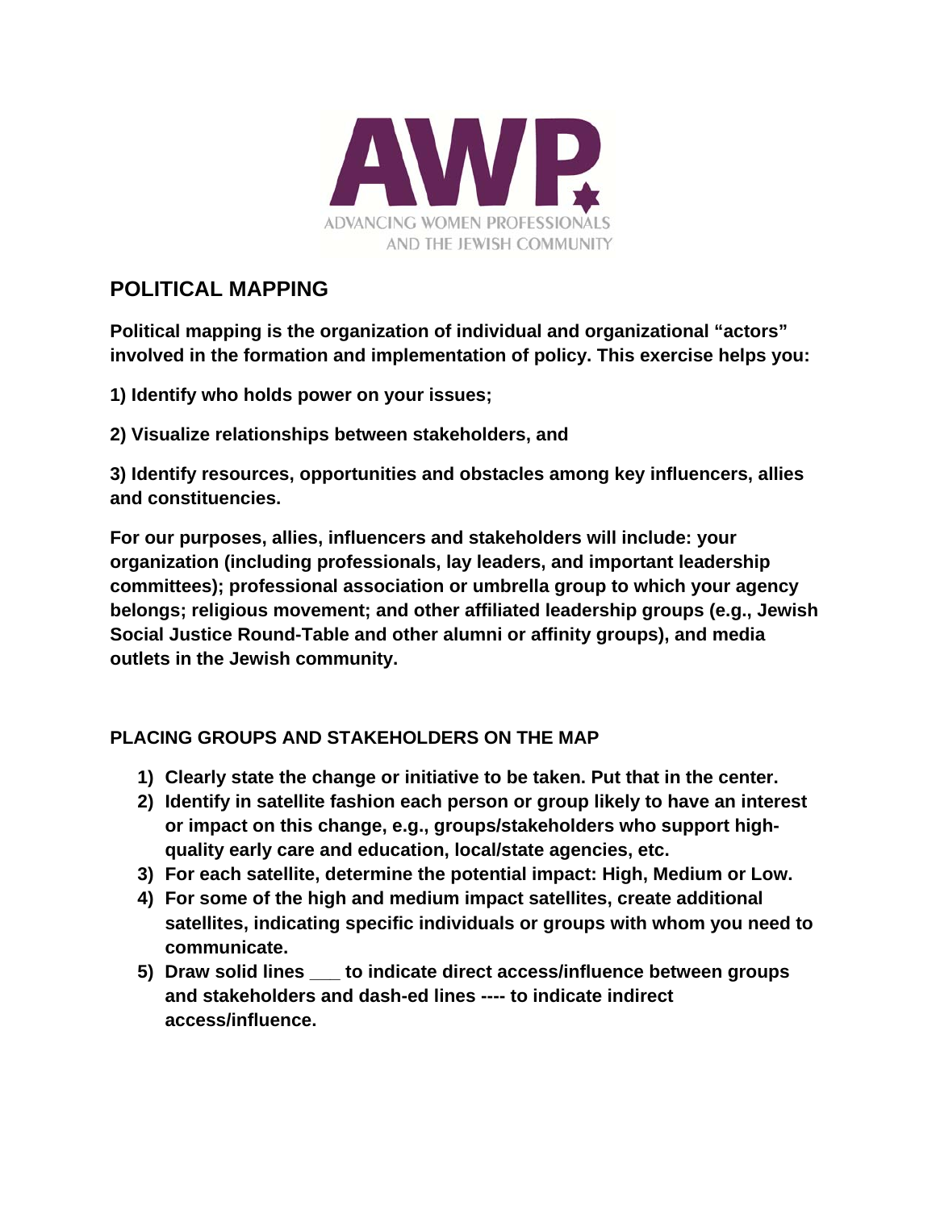AWP

ADVANCING WOMEN PROFESSIONALS AND THE JEWISH COMMUNITY

## POLITICAL MAPPING

**Political mapping is the organization of individual and organizational "actors" involved in the formation and implementation of policy. This exercise helps you:**

**1) Identify who holds power on your issues;**

**2) Visualize relationships between stakeholders, and**

**3) Identify resources, opportunities and obstacles among key influencers, allies and constituencies.**

**For our purposes, allies, influencers and stakeholders will include: your organization (including professionals, lay leaders, and important leadership committees); professional association or umbrella group to which your agency belongs; religious movement; and other affiliated leadership groups (e.g., Jewish Social Justice Round-Table and other alumni or affinity groups), and media outlets in the Jewish community.**

### PLACING GROUPS AND STAKEHOLDERS ON THE MAP

1) **Clearly state the change or initiative to be taken. Put that in the center.**
2) **Identify in satellite fashion each person or group likely to have an interest or impact on this change, e.g., groups/stakeholders who support high-quality early care and education, local/state agencies, etc.**
3) **For each satellite, determine the potential impact: High, Medium or Low.**
4) **For some of the high and medium impact satellites, create additional satellites, indicating specific individuals or groups with whom you need to communicate.**
5) **Draw solid lines ___ to indicate direct access/influence between groups and stakeholders and dash-ed lines ---- to indicate indirect access/influence.**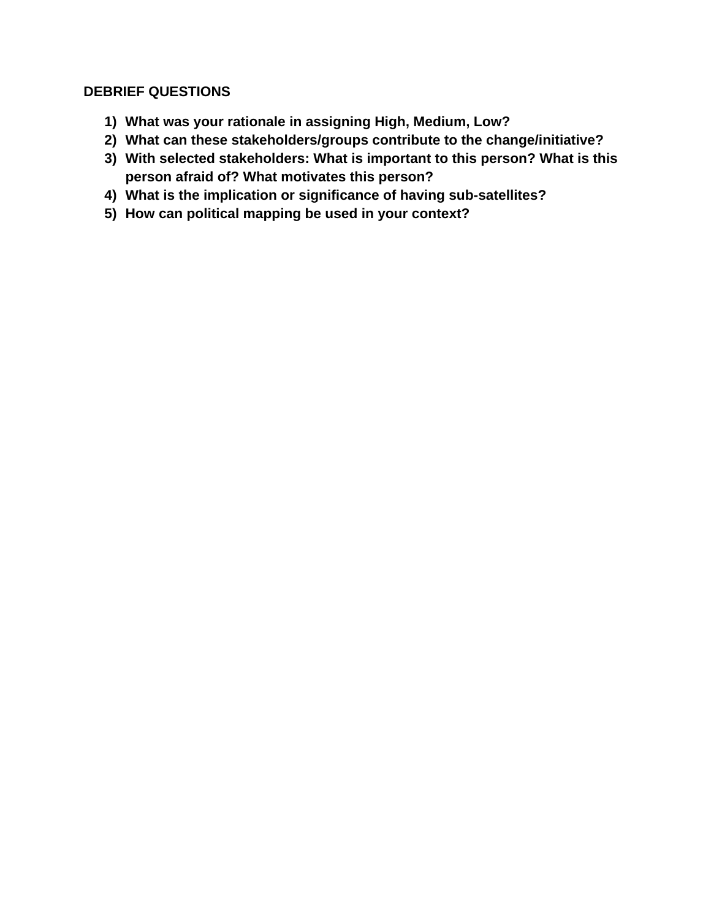**DEBRIEF QUESTIONS**

1) **What was your rationale in assigning High, Medium, Low?**
2) **What can these stakeholders/groups contribute to the change/initiative?**
3) **With selected stakeholders: What is important to this person? What is this person afraid of? What motivates this person?**
4) **What is the implication or significance of having sub-satellites?**
5) **How can political mapping be used in your context?**